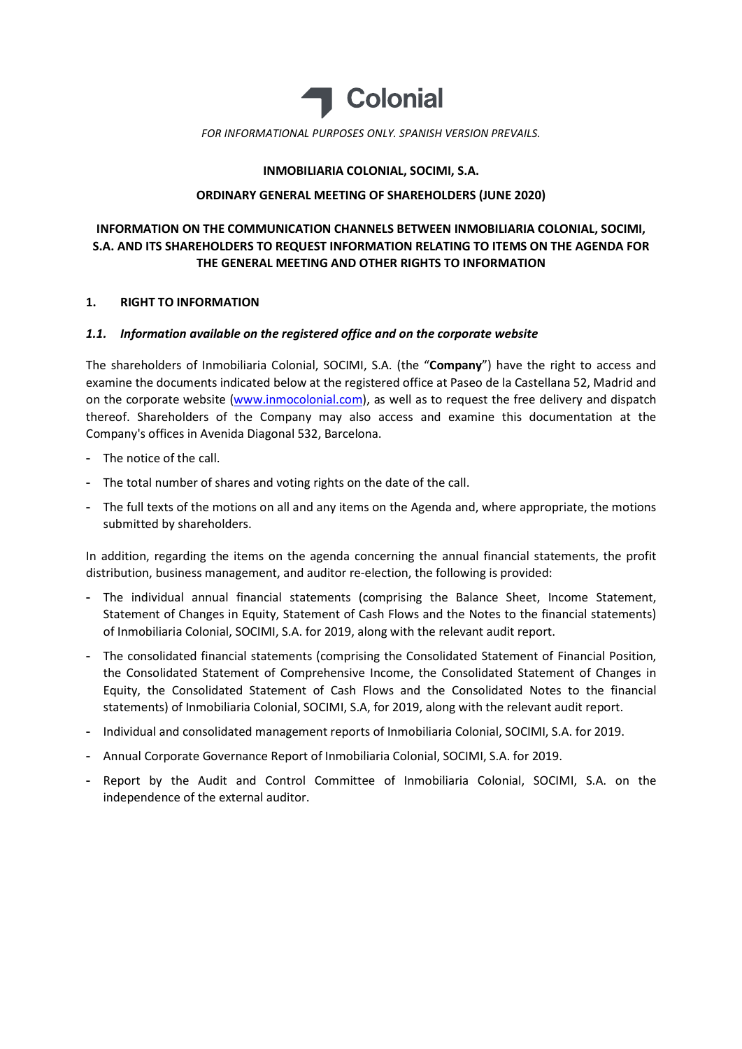Colonial

*FOR INFORMATIONAL PURPOSES ONLY. SPANISH VERSION PREVAILS.*

**INMOBILIARIA COLONIAL, SOCIMI, S.A.**

**ORDINARY GENERAL MEETING OF SHAREHOLDERS (JUNE 2020)**

**INFORMATION ON THE COMMUNICATION CHANNELS BETWEEN INMOBILIARIA COLONIAL, SOCIMI, S.A. AND ITS SHAREHOLDERS TO REQUEST INFORMATION RELATING TO ITEMS ON THE AGENDA FOR THE GENERAL MEETING AND OTHER RIGHTS TO INFORMATION**

## 1. RIGHT TO INFORMATION

### *1.1. Information available on the registered office and on the corporate website*

The shareholders of Inmobiliaria Colonial, SOCIMI, S.A. (the "**Company**") have the right to access and examine the documents indicated below at the registered office at Paseo de la Castellana 52, Madrid and on the corporate website (www.inmocolonial.com), as well as to request the free delivery and dispatch thereof. Shareholders of the Company may also access and examine this documentation at the Company's offices in Avenida Diagonal 532, Barcelona.

- The notice of the call.
- The total number of shares and voting rights on the date of the call.
- The full texts of the motions on all and any items on the Agenda and, where appropriate, the motions submitted by shareholders.

In addition, regarding the items on the agenda concerning the annual financial statements, the profit distribution, business management, and auditor re-election, the following is provided:

- The individual annual financial statements (comprising the Balance Sheet, Income Statement, Statement of Changes in Equity, Statement of Cash Flows and the Notes to the financial statements) of Inmobiliaria Colonial, SOCIMI, S.A. for 2019, along with the relevant audit report.
- The consolidated financial statements (comprising the Consolidated Statement of Financial Position, the Consolidated Statement of Comprehensive Income, the Consolidated Statement of Changes in Equity, the Consolidated Statement of Cash Flows and the Consolidated Notes to the financial statements) of Inmobiliaria Colonial, SOCIMI, S.A, for 2019, along with the relevant audit report.
- Individual and consolidated management reports of Inmobiliaria Colonial, SOCIMI, S.A. for 2019.
- Annual Corporate Governance Report of Inmobiliaria Colonial, SOCIMI, S.A. for 2019.
- Report by the Audit and Control Committee of Inmobiliaria Colonial, SOCIMI, S.A. on the independence of the external auditor.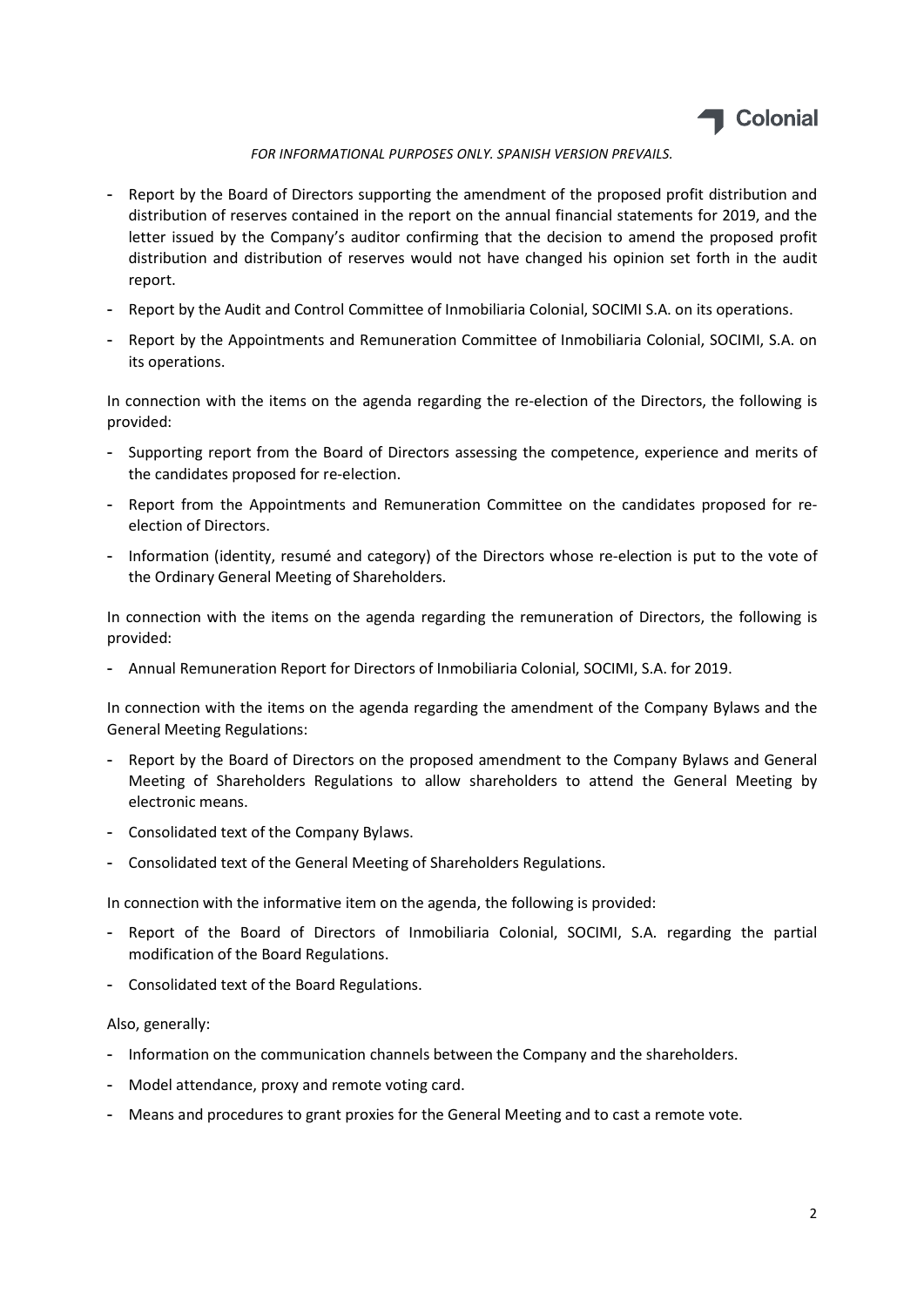*FOR INFORMATIONAL PURPOSES ONLY. SPANISH VERSION PREVAILS.*

- Report by the Board of Directors supporting the amendment of the proposed profit distribution and distribution of reserves contained in the report on the annual financial statements for 2019, and the letter issued by the Company's auditor confirming that the decision to amend the proposed profit distribution and distribution of reserves would not have changed his opinion set forth in the audit report.
- Report by the Audit and Control Committee of Inmobiliaria Colonial, SOCIMI S.A. on its operations.
- Report by the Appointments and Remuneration Committee of Inmobiliaria Colonial, SOCIMI, S.A. on its operations.

In connection with the items on the agenda regarding the re-election of the Directors, the following is provided:

- Supporting report from the Board of Directors assessing the competence, experience and merits of the candidates proposed for re-election.
- Report from the Appointments and Remuneration Committee on the candidates proposed for re-election of Directors.
- Information (identity, resumé and category) of the Directors whose re-election is put to the vote of the Ordinary General Meeting of Shareholders.

In connection with the items on the agenda regarding the remuneration of Directors, the following is provided:

- Annual Remuneration Report for Directors of Inmobiliaria Colonial, SOCIMI, S.A. for 2019.

In connection with the items on the agenda regarding the amendment of the Company Bylaws and the General Meeting Regulations:

- Report by the Board of Directors on the proposed amendment to the Company Bylaws and General Meeting of Shareholders Regulations to allow shareholders to attend the General Meeting by electronic means.
- Consolidated text of the Company Bylaws.
- Consolidated text of the General Meeting of Shareholders Regulations.

In connection with the informative item on the agenda, the following is provided:

- Report of the Board of Directors of Inmobiliaria Colonial, SOCIMI, S.A. regarding the partial modification of the Board Regulations.
- Consolidated text of the Board Regulations.

Also, generally:

- Information on the communication channels between the Company and the shareholders.
- Model attendance, proxy and remote voting card.
- Means and procedures to grant proxies for the General Meeting and to cast a remote vote.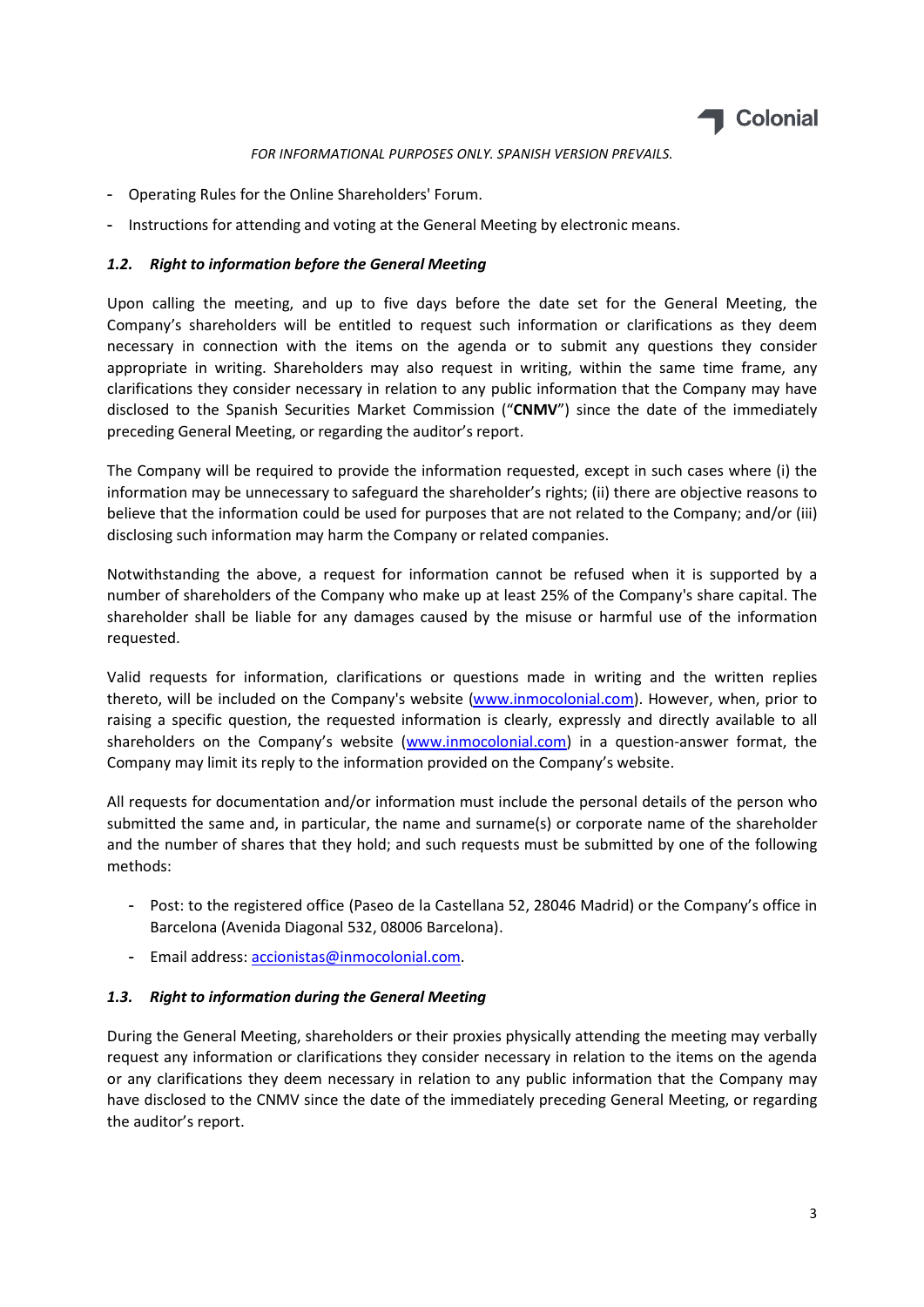*FOR INFORMATIONAL PURPOSES ONLY. SPANISH VERSION PREVAILS.*

- Operating Rules for the Online Shareholders' Forum.
- Instructions for attending and voting at the General Meeting by electronic means.

### *1.2. Right to information before the General Meeting*

Upon calling the meeting, and up to five days before the date set for the General Meeting, the Company's shareholders will be entitled to request such information or clarifications as they deem necessary in connection with the items on the agenda or to submit any questions they consider appropriate in writing. Shareholders may also request in writing, within the same time frame, any clarifications they consider necessary in relation to any public information that the Company may have disclosed to the Spanish Securities Market Commission ("**CNMV**") since the date of the immediately preceding General Meeting, or regarding the auditor's report.

The Company will be required to provide the information requested, except in such cases where (i) the information may be unnecessary to safeguard the shareholder's rights; (ii) there are objective reasons to believe that the information could be used for purposes that are not related to the Company; and/or (iii) disclosing such information may harm the Company or related companies.

Notwithstanding the above, a request for information cannot be refused when it is supported by a number of shareholders of the Company who make up at least 25% of the Company's share capital. The shareholder shall be liable for any damages caused by the misuse or harmful use of the information requested.

Valid requests for information, clarifications or questions made in writing and the written replies thereto, will be included on the Company's website (www.inmocolonial.com). However, when, prior to raising a specific question, the requested information is clearly, expressly and directly available to all shareholders on the Company's website (www.inmocolonial.com) in a question-answer format, the Company may limit its reply to the information provided on the Company's website.

All requests for documentation and/or information must include the personal details of the person who submitted the same and, in particular, the name and surname(s) or corporate name of the shareholder and the number of shares that they hold; and such requests must be submitted by one of the following methods:

- Post: to the registered office (Paseo de la Castellana 52, 28046 Madrid) or the Company's office in Barcelona (Avenida Diagonal 532, 08006 Barcelona).
- Email address: accionistas@inmocolonial.com.

### *1.3. Right to information during the General Meeting*

During the General Meeting, shareholders or their proxies physically attending the meeting may verbally request any information or clarifications they consider necessary in relation to the items on the agenda or any clarifications they deem necessary in relation to any public information that the Company may have disclosed to the CNMV since the date of the immediately preceding General Meeting, or regarding the auditor's report.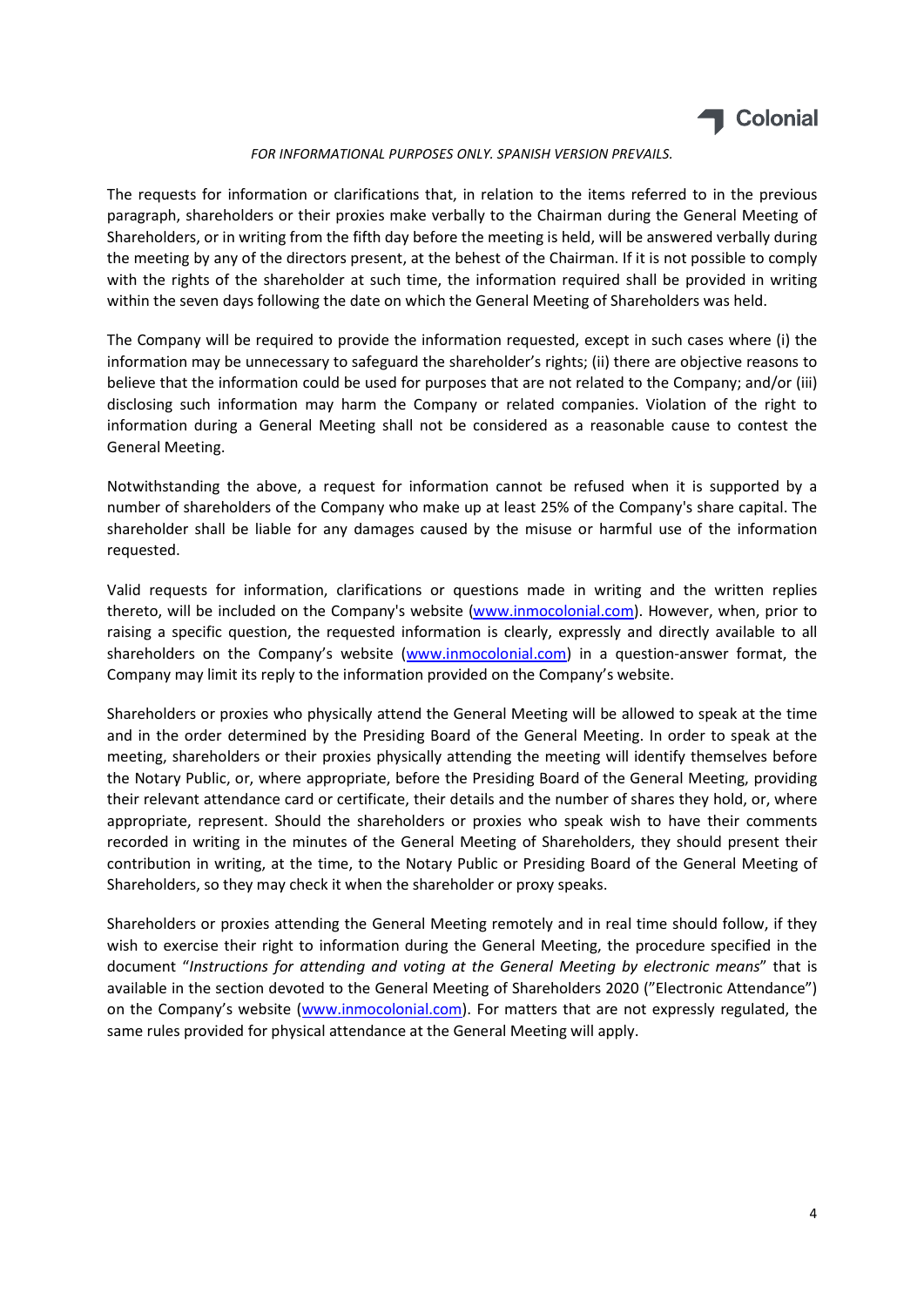*FOR INFORMATIONAL PURPOSES ONLY. SPANISH VERSION PREVAILS.*

The requests for information or clarifications that, in relation to the items referred to in the previous paragraph, shareholders or their proxies make verbally to the Chairman during the General Meeting of Shareholders, or in writing from the fifth day before the meeting is held, will be answered verbally during the meeting by any of the directors present, at the behest of the Chairman. If it is not possible to comply with the rights of the shareholder at such time, the information required shall be provided in writing within the seven days following the date on which the General Meeting of Shareholders was held.

The Company will be required to provide the information requested, except in such cases where (i) the information may be unnecessary to safeguard the shareholder's rights; (ii) there are objective reasons to believe that the information could be used for purposes that are not related to the Company; and/or (iii) disclosing such information may harm the Company or related companies. Violation of the right to information during a General Meeting shall not be considered as a reasonable cause to contest the General Meeting.

Notwithstanding the above, a request for information cannot be refused when it is supported by a number of shareholders of the Company who make up at least 25% of the Company's share capital. The shareholder shall be liable for any damages caused by the misuse or harmful use of the information requested.

Valid requests for information, clarifications or questions made in writing and the written replies thereto, will be included on the Company's website (www.inmocolonial.com). However, when, prior to raising a specific question, the requested information is clearly, expressly and directly available to all shareholders on the Company's website (www.inmocolonial.com) in a question-answer format, the Company may limit its reply to the information provided on the Company's website.

Shareholders or proxies who physically attend the General Meeting will be allowed to speak at the time and in the order determined by the Presiding Board of the General Meeting. In order to speak at the meeting, shareholders or their proxies physically attending the meeting will identify themselves before the Notary Public, or, where appropriate, before the Presiding Board of the General Meeting, providing their relevant attendance card or certificate, their details and the number of shares they hold, or, where appropriate, represent. Should the shareholders or proxies who speak wish to have their comments recorded in writing in the minutes of the General Meeting of Shareholders, they should present their contribution in writing, at the time, to the Notary Public or Presiding Board of the General Meeting of Shareholders, so they may check it when the shareholder or proxy speaks.

Shareholders or proxies attending the General Meeting remotely and in real time should follow, if they wish to exercise their right to information during the General Meeting, the procedure specified in the document "*Instructions for attending and voting at the General Meeting by electronic means*" that is available in the section devoted to the General Meeting of Shareholders 2020 ("Electronic Attendance") on the Company's website (www.inmocolonial.com). For matters that are not expressly regulated, the same rules provided for physical attendance at the General Meeting will apply.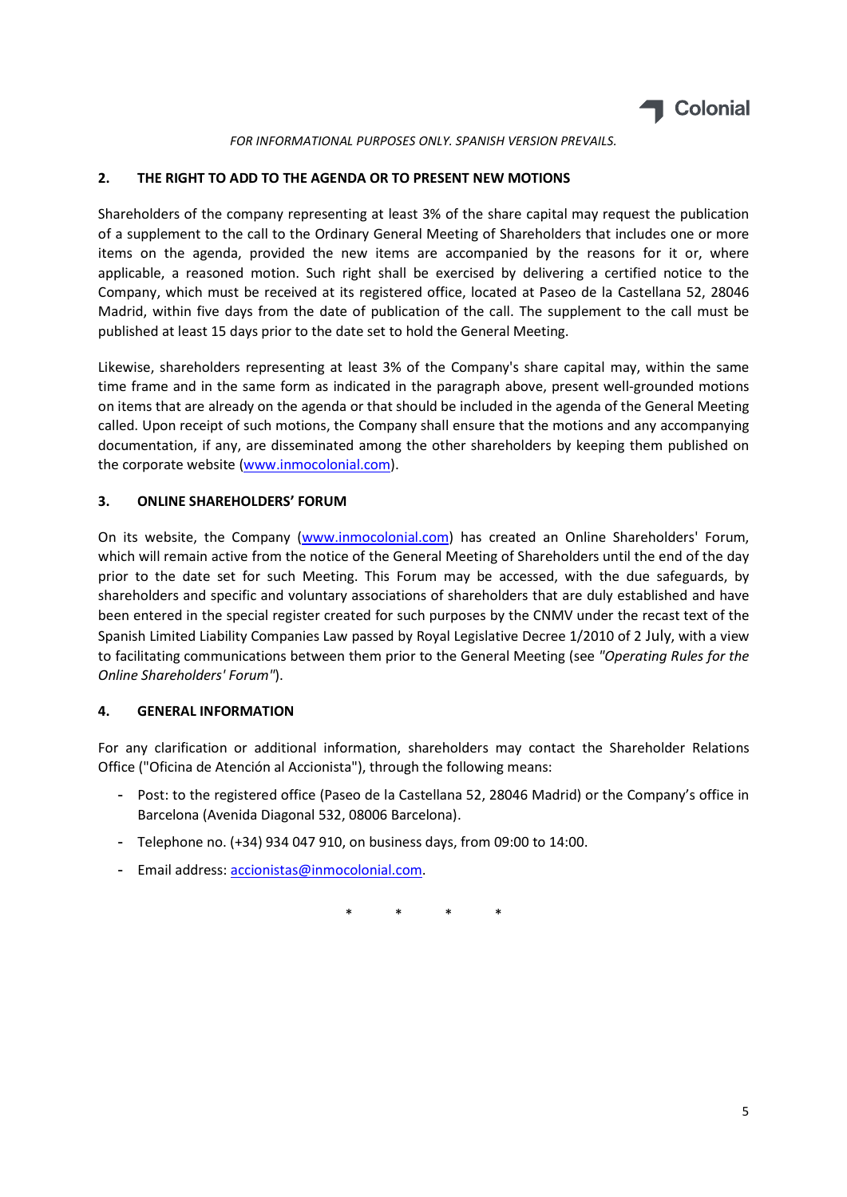*FOR INFORMATIONAL PURPOSES ONLY. SPANISH VERSION PREVAILS.*

## 2. THE RIGHT TO ADD TO THE AGENDA OR TO PRESENT NEW MOTIONS

Shareholders of the company representing at least 3% of the share capital may request the publication of a supplement to the call to the Ordinary General Meeting of Shareholders that includes one or more items on the agenda, provided the new items are accompanied by the reasons for it or, where applicable, a reasoned motion. Such right shall be exercised by delivering a certified notice to the Company, which must be received at its registered office, located at Paseo de la Castellana 52, 28046 Madrid, within five days from the date of publication of the call. The supplement to the call must be published at least 15 days prior to the date set to hold the General Meeting.

Likewise, shareholders representing at least 3% of the Company's share capital may, within the same time frame and in the same form as indicated in the paragraph above, present well-grounded motions on items that are already on the agenda or that should be included in the agenda of the General Meeting called. Upon receipt of such motions, the Company shall ensure that the motions and any accompanying documentation, if any, are disseminated among the other shareholders by keeping them published on the corporate website (www.inmocolonial.com).

## 3. ONLINE SHAREHOLDERS' FORUM

On its website, the Company (www.inmocolonial.com) has created an Online Shareholders' Forum, which will remain active from the notice of the General Meeting of Shareholders until the end of the day prior to the date set for such Meeting. This Forum may be accessed, with the due safeguards, by shareholders and specific and voluntary associations of shareholders that are duly established and have been entered in the special register created for such purposes by the CNMV under the recast text of the Spanish Limited Liability Companies Law passed by Royal Legislative Decree 1/2010 of 2 July, with a view to facilitating communications between them prior to the General Meeting (see *"Operating Rules for the Online Shareholders' Forum"*).

## 4. GENERAL INFORMATION

For any clarification or additional information, shareholders may contact the Shareholder Relations Office ("Oficina de Atención al Accionista"), through the following means:

- Post: to the registered office (Paseo de la Castellana 52, 28046 Madrid) or the Company's office in Barcelona (Avenida Diagonal 532, 08006 Barcelona).
- Telephone no. (+34) 934 047 910, on business days, from 09:00 to 14:00.
- Email address: accionistas@inmocolonial.com.

\* \* \* \*